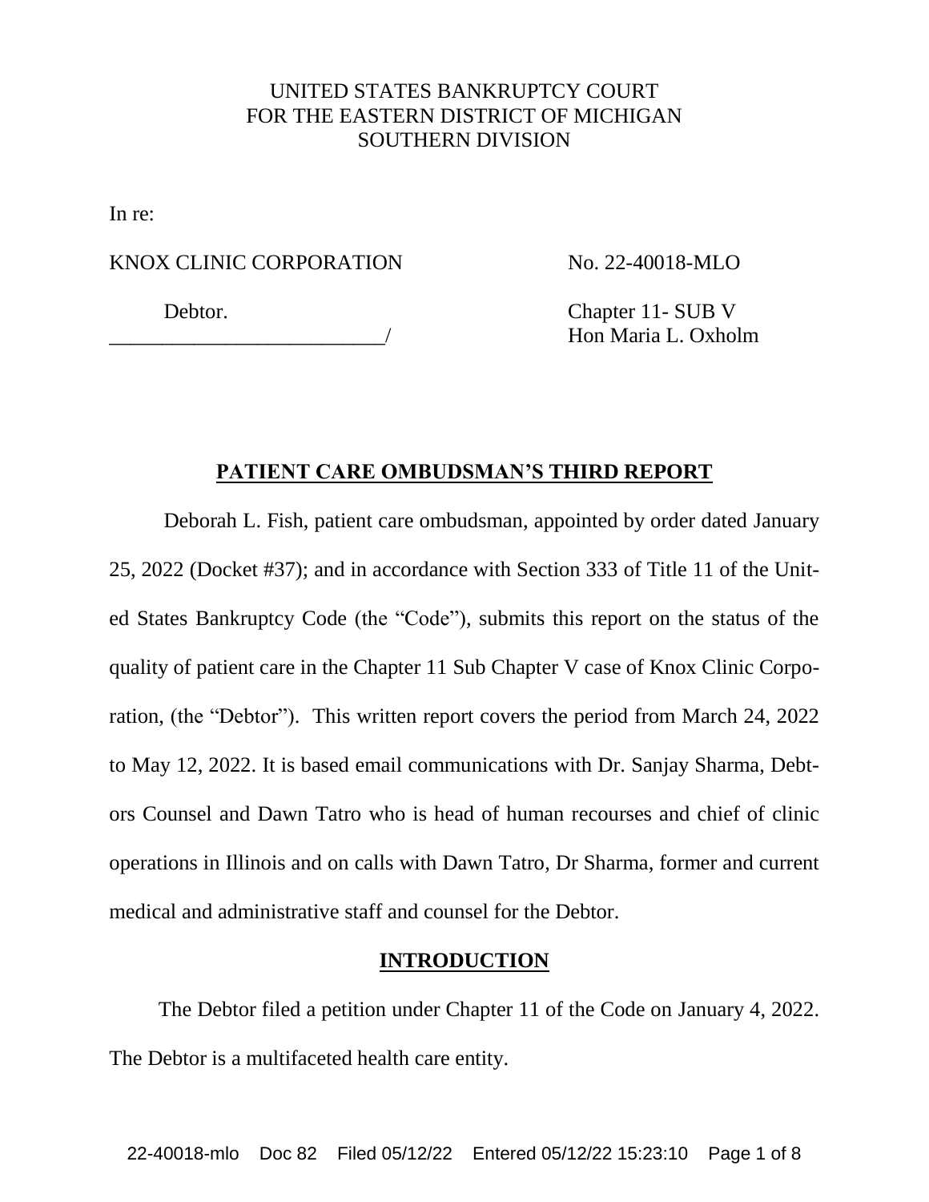UNITED STATES BANKRUPTCY COURT
FOR THE EASTERN DISTRICT OF MICHIGAN
SOUTHERN DIVISION

In re:

KNOX CLINIC CORPORATION No. 22-40018-MLO

Debtor. Chapter 11- SUB V
\_\_\_\_\_\_\_\_\_\_\_\_\_\_\_\_\_\_\_\_\_\_\_\_\_\_/ Hon Maria L. Oxholm

## PATIENT CARE OMBUDSMAN'S THIRD REPORT

Deborah L. Fish, patient care ombudsman, appointed by order dated January 25, 2022 (Docket #37); and in accordance with Section 333 of Title 11 of the United States Bankruptcy Code (the "Code"), submits this report on the status of the quality of patient care in the Chapter 11 Sub Chapter V case of Knox Clinic Corporation, (the "Debtor"). This written report covers the period from March 24, 2022 to May 12, 2022. It is based email communications with Dr. Sanjay Sharma, Debtors Counsel and Dawn Tatro who is head of human recourses and chief of clinic operations in Illinois and on calls with Dawn Tatro, Dr Sharma, former and current medical and administrative staff and counsel for the Debtor.

## INTRODUCTION

The Debtor filed a petition under Chapter 11 of the Code on January 4, 2022. The Debtor is a multifaceted health care entity.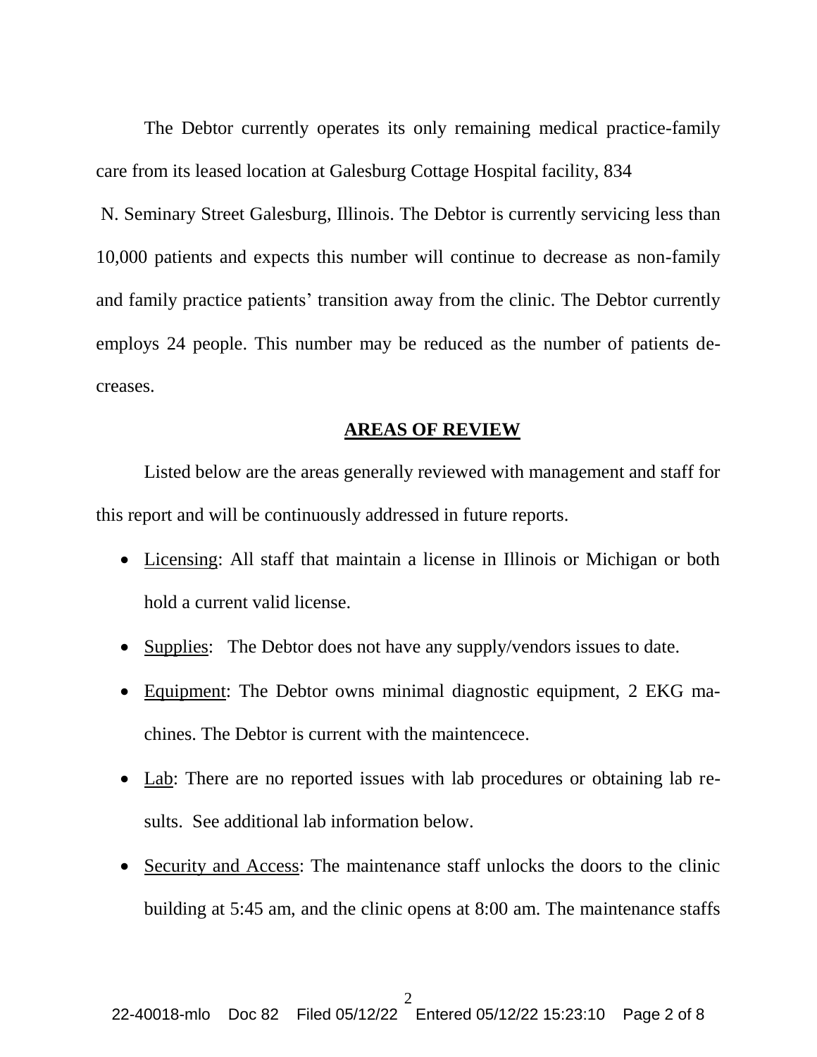The Debtor currently operates its only remaining medical practice-family care from its leased location at Galesburg Cottage Hospital facility, 834 N. Seminary Street Galesburg, Illinois. The Debtor is currently servicing less than 10,000 patients and expects this number will continue to decrease as non-family and family practice patients' transition away from the clinic. The Debtor currently employs 24 people. This number may be reduced as the number of patients decreases.

## AREAS OF REVIEW

Listed below are the areas generally reviewed with management and staff for this report and will be continuously addressed in future reports.

- Licensing: All staff that maintain a license in Illinois or Michigan or both hold a current valid license.
- Supplies: The Debtor does not have any supply/vendors issues to date.
- Equipment: The Debtor owns minimal diagnostic equipment, 2 EKG machines. The Debtor is current with the maintencece.
- Lab: There are no reported issues with lab procedures or obtaining lab results. See additional lab information below.
- Security and Access: The maintenance staff unlocks the doors to the clinic building at 5:45 am, and the clinic opens at 8:00 am. The maintenance staffs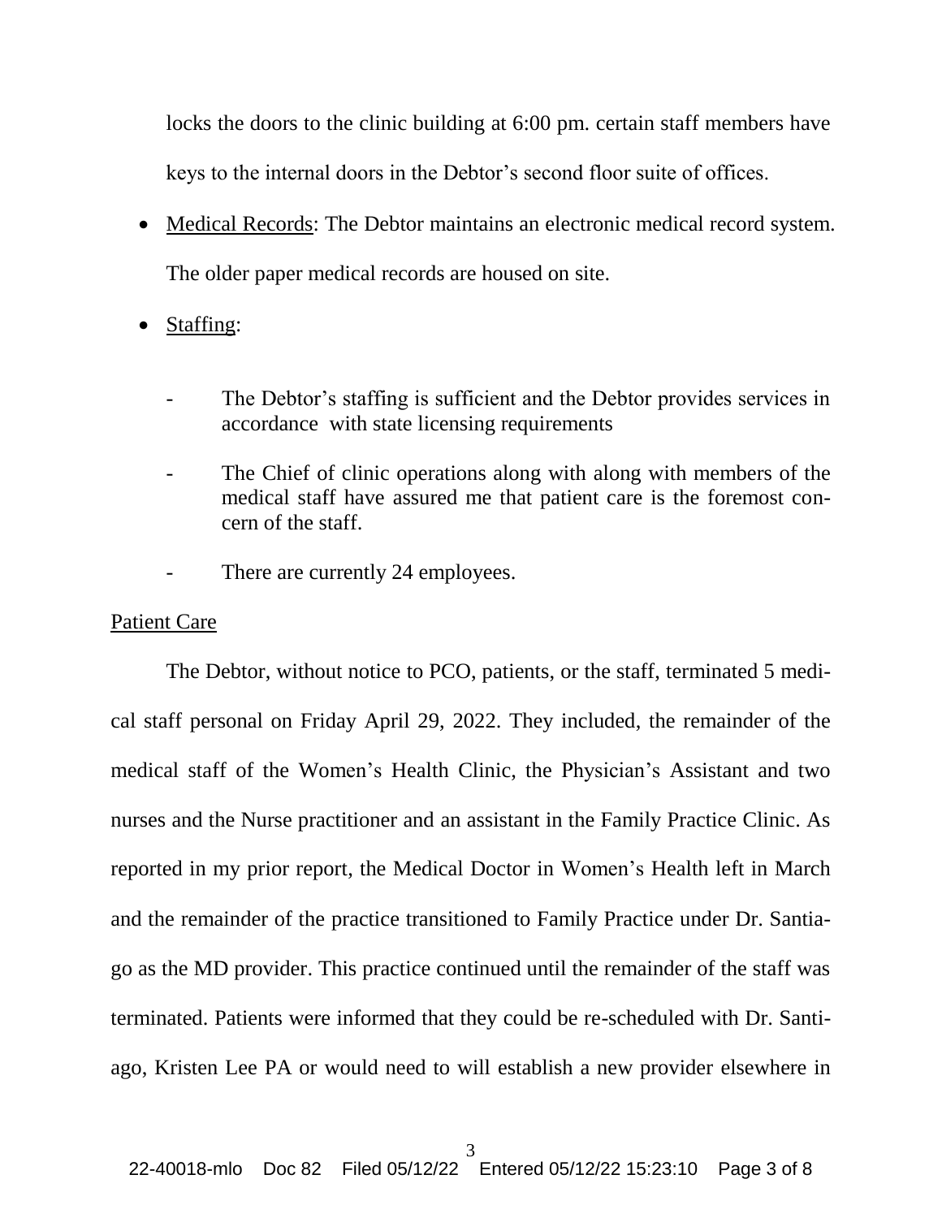locks the doors to the clinic building at 6:00 pm. certain staff members have keys to the internal doors in the Debtor's second floor suite of offices.

- Medical Records: The Debtor maintains an electronic medical record system. The older paper medical records are housed on site.
- Staffing:
  - The Debtor's staffing is sufficient and the Debtor provides services in accordance with state licensing requirements
  - The Chief of clinic operations along with along with members of the medical staff have assured me that patient care is the foremost concern of the staff.
  - There are currently 24 employees.

Patient Care

The Debtor, without notice to PCO, patients, or the staff, terminated 5 medical staff personal on Friday April 29, 2022. They included, the remainder of the medical staff of the Women's Health Clinic, the Physician's Assistant and two nurses and the Nurse practitioner and an assistant in the Family Practice Clinic. As reported in my prior report, the Medical Doctor in Women's Health left in March and the remainder of the practice transitioned to Family Practice under Dr. Santiago as the MD provider. This practice continued until the remainder of the staff was terminated. Patients were informed that they could be re-scheduled with Dr. Santiago, Kristen Lee PA or would need to will establish a new provider elsewhere in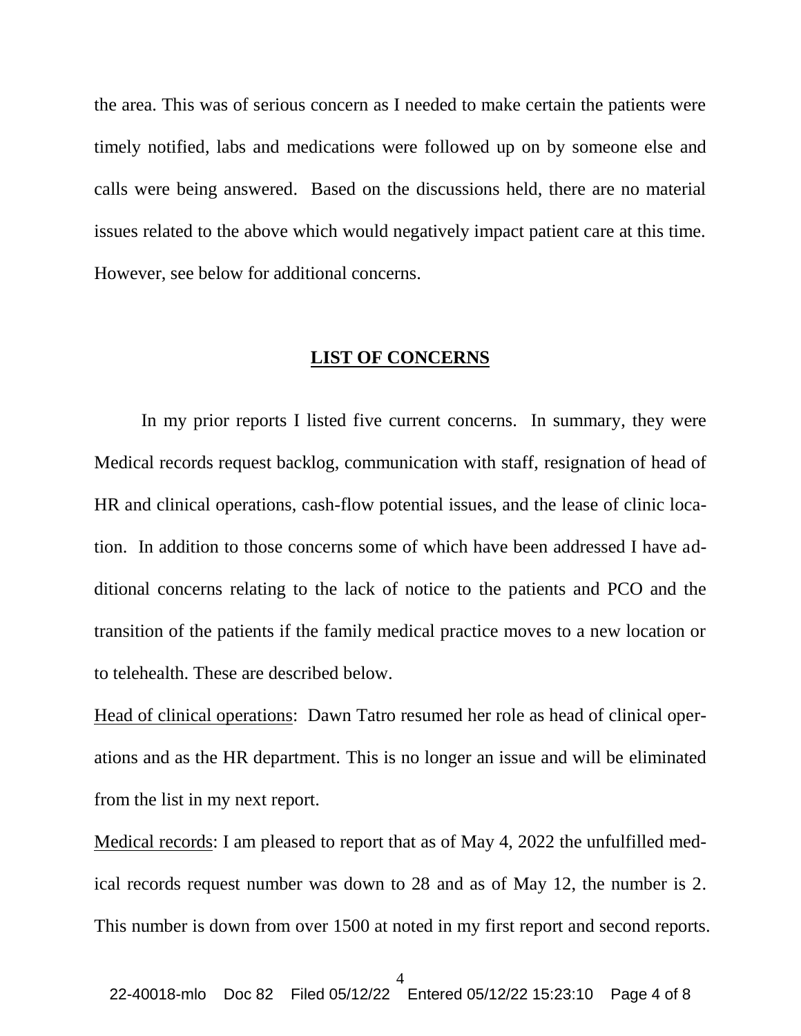the area. This was of serious concern as I needed to make certain the patients were timely notified, labs and medications were followed up on by someone else and calls were being answered. Based on the discussions held, there are no material issues related to the above which would negatively impact patient care at this time. However, see below for additional concerns.

## LIST OF CONCERNS

In my prior reports I listed five current concerns. In summary, they were Medical records request backlog, communication with staff, resignation of head of HR and clinical operations, cash-flow potential issues, and the lease of clinic location. In addition to those concerns some of which have been addressed I have additional concerns relating to the lack of notice to the patients and PCO and the transition of the patients if the family medical practice moves to a new location or to telehealth. These are described below.

Head of clinical operations: Dawn Tatro resumed her role as head of clinical operations and as the HR department. This is no longer an issue and will be eliminated from the list in my next report.

Medical records: I am pleased to report that as of May 4, 2022 the unfulfilled medical records request number was down to 28 and as of May 12, the number is 2. This number is down from over 1500 at noted in my first report and second reports.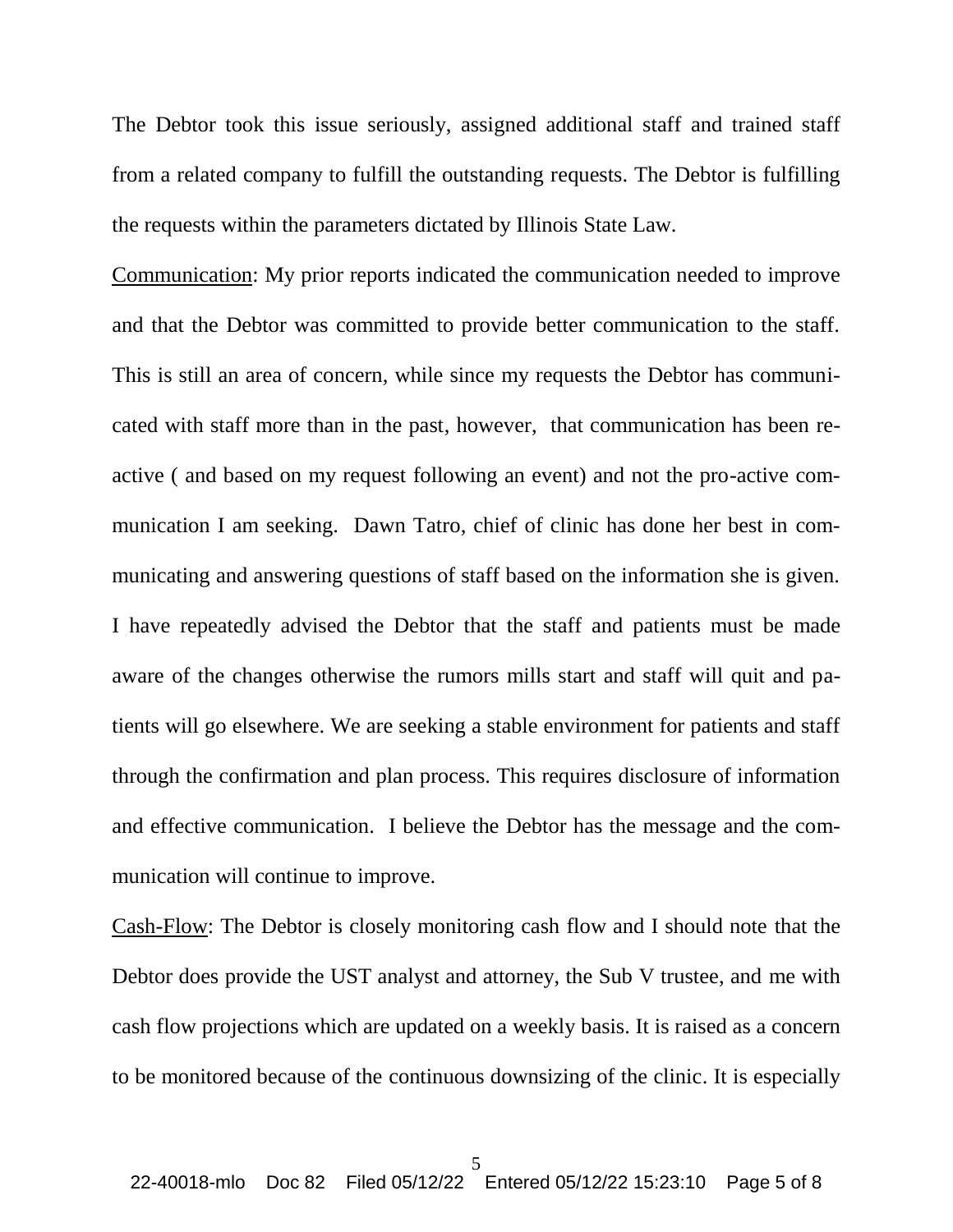The Debtor took this issue seriously, assigned additional staff and trained staff from a related company to fulfill the outstanding requests. The Debtor is fulfilling the requests within the parameters dictated by Illinois State Law.

Communication: My prior reports indicated the communication needed to improve and that the Debtor was committed to provide better communication to the staff. This is still an area of concern, while since my requests the Debtor has communicated with staff more than in the past, however, that communication has been reactive ( and based on my request following an event) and not the pro-active communication I am seeking. Dawn Tatro, chief of clinic has done her best in communicating and answering questions of staff based on the information she is given. I have repeatedly advised the Debtor that the staff and patients must be made aware of the changes otherwise the rumors mills start and staff will quit and patients will go elsewhere. We are seeking a stable environment for patients and staff through the confirmation and plan process. This requires disclosure of information and effective communication. I believe the Debtor has the message and the communication will continue to improve.

Cash-Flow: The Debtor is closely monitoring cash flow and I should note that the Debtor does provide the UST analyst and attorney, the Sub V trustee, and me with cash flow projections which are updated on a weekly basis. It is raised as a concern to be monitored because of the continuous downsizing of the clinic. It is especially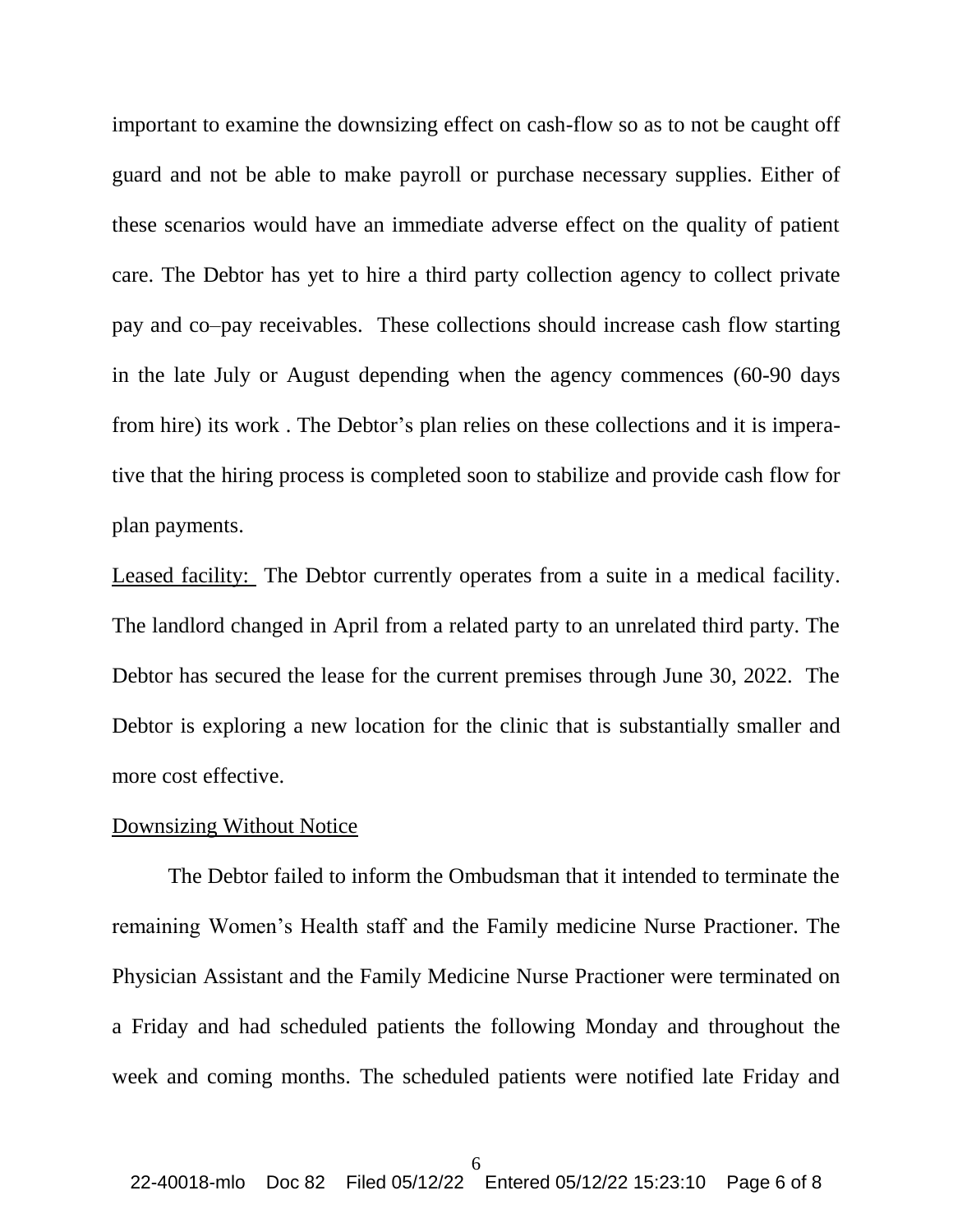important to examine the downsizing effect on cash-flow so as to not be caught off guard and not be able to make payroll or purchase necessary supplies. Either of these scenarios would have an immediate adverse effect on the quality of patient care. The Debtor has yet to hire a third party collection agency to collect private pay and co–pay receivables. These collections should increase cash flow starting in the late July or August depending when the agency commences (60-90 days from hire) its work . The Debtor's plan relies on these collections and it is imperative that the hiring process is completed soon to stabilize and provide cash flow for plan payments.

<u>Leased facility:</u> The Debtor currently operates from a suite in a medical facility. The landlord changed in April from a related party to an unrelated third party. The Debtor has secured the lease for the current premises through June 30, 2022. The Debtor is exploring a new location for the clinic that is substantially smaller and more cost effective.

<u>Downsizing Without Notice</u>

The Debtor failed to inform the Ombudsman that it intended to terminate the remaining Women's Health staff and the Family medicine Nurse Practioner. The Physician Assistant and the Family Medicine Nurse Practioner were terminated on a Friday and had scheduled patients the following Monday and throughout the week and coming months. The scheduled patients were notified late Friday and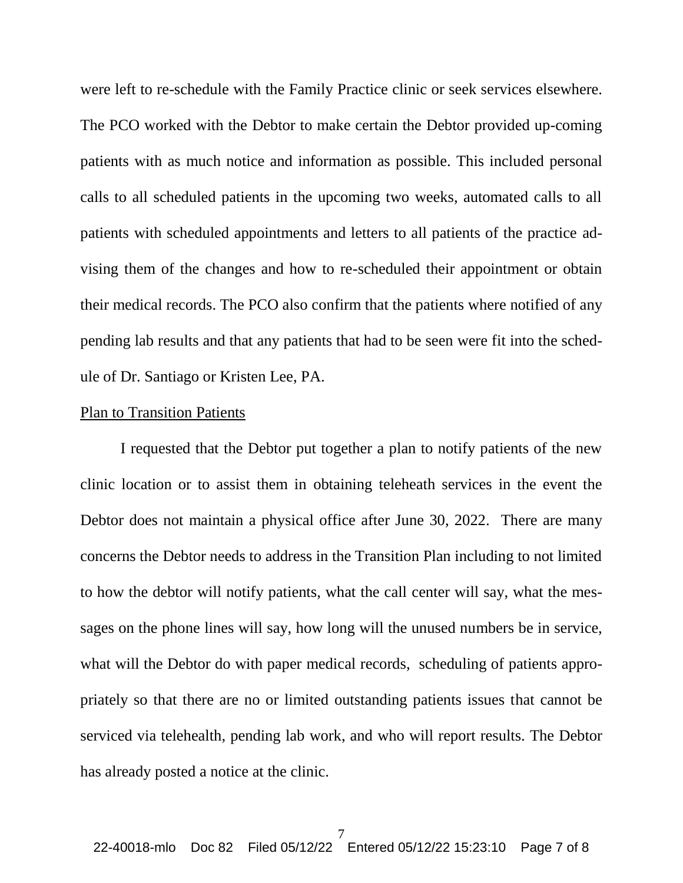were left to re-schedule with the Family Practice clinic or seek services elsewhere. The PCO worked with the Debtor to make certain the Debtor provided up-coming patients with as much notice and information as possible. This included personal calls to all scheduled patients in the upcoming two weeks, automated calls to all patients with scheduled appointments and letters to all patients of the practice advising them of the changes and how to re-scheduled their appointment or obtain their medical records. The PCO also confirm that the patients where notified of any pending lab results and that any patients that had to be seen were fit into the schedule of Dr. Santiago or Kristen Lee, PA.

Plan to Transition Patients

I requested that the Debtor put together a plan to notify patients of the new clinic location or to assist them in obtaining teleheath services in the event the Debtor does not maintain a physical office after June 30, 2022. There are many concerns the Debtor needs to address in the Transition Plan including to not limited to how the debtor will notify patients, what the call center will say, what the messages on the phone lines will say, how long will the unused numbers be in service, what will the Debtor do with paper medical records, scheduling of patients appropriately so that there are no or limited outstanding patients issues that cannot be serviced via telehealth, pending lab work, and who will report results. The Debtor has already posted a notice at the clinic.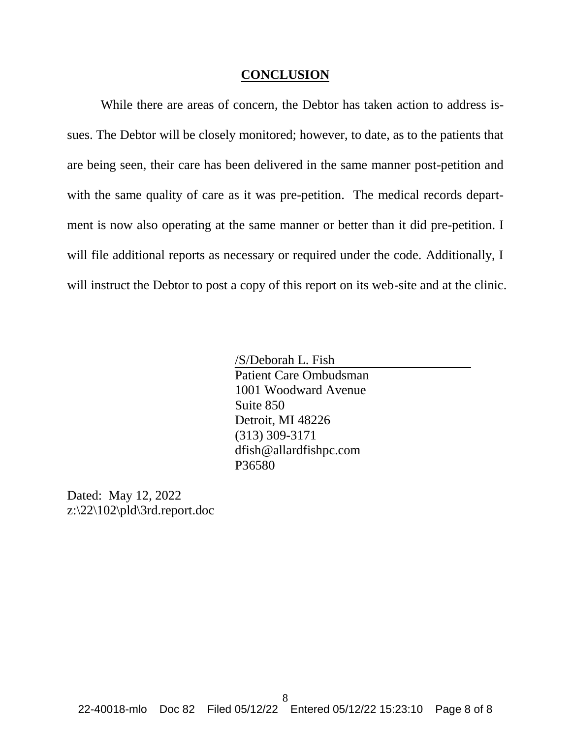## CONCLUSION

While there are areas of concern, the Debtor has taken action to address issues. The Debtor will be closely monitored; however, to date, as to the patients that are being seen, their care has been delivered in the same manner post-petition and with the same quality of care as it was pre-petition. The medical records department is now also operating at the same manner or better than it did pre-petition. I will file additional reports as necessary or required under the code. Additionally, I will instruct the Debtor to post a copy of this report on its web-site and at the clinic.

/S/Deborah L. Fish
Patient Care Ombudsman
1001 Woodward Avenue
Suite 850
Detroit, MI 48226
(313) 309-3171
dfish@allardfishpc.com
P36580

Dated: May 12, 2022
z:\22\102\pld\3rd.report.doc